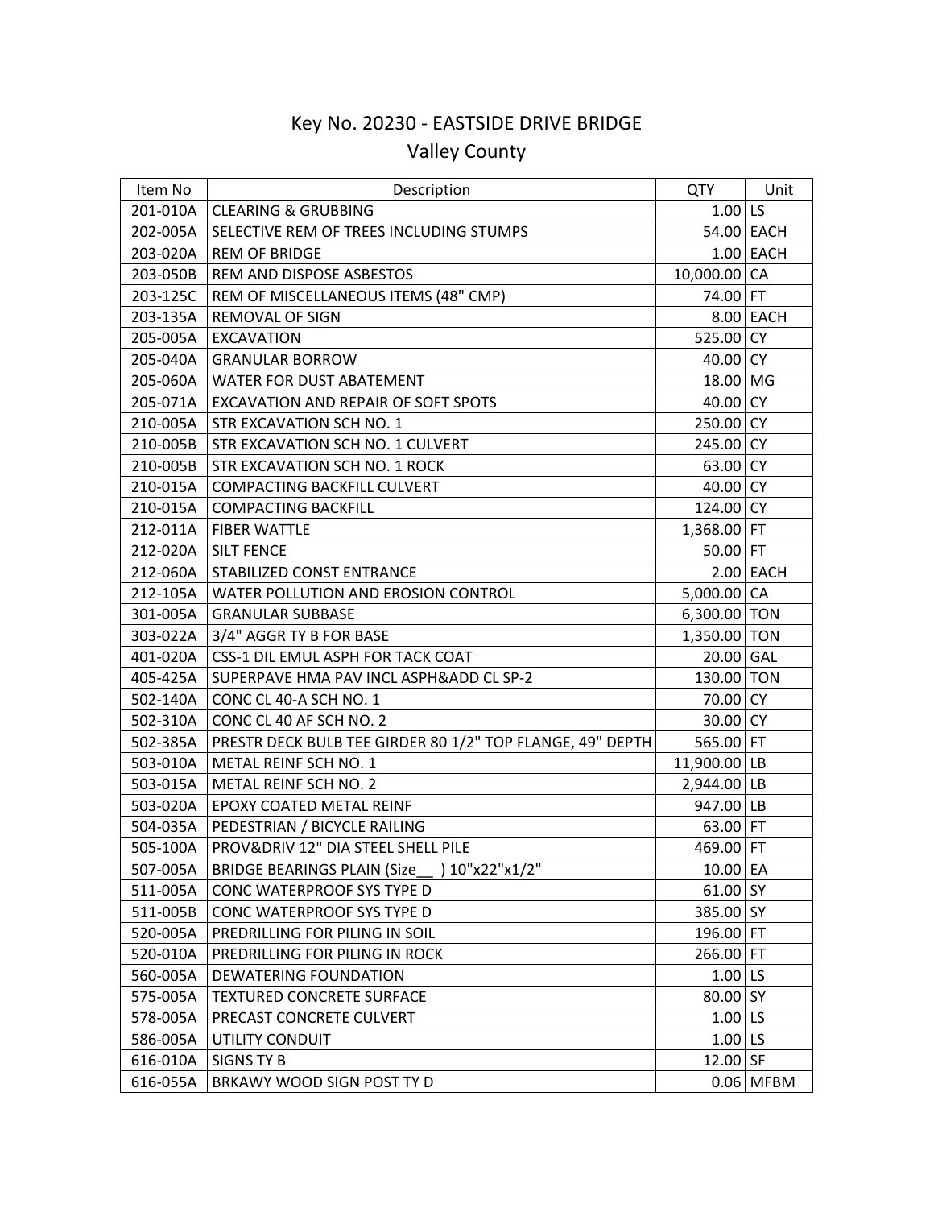# Key No. 20230 - EASTSIDE DRIVE BRIDGE

## Valley County

| Item No | Description | QTY | Unit |
|---|---|---|---|
| 201-010A | CLEARING & GRUBBING | 1.00 | LS |
| 202-005A | SELECTIVE REM OF TREES INCLUDING STUMPS | 54.00 | EACH |
| 203-020A | REM OF BRIDGE | 1.00 | EACH |
| 203-050B | REM AND DISPOSE ASBESTOS | 10,000.00 | CA |
| 203-125C | REM OF MISCELLANEOUS ITEMS (48" CMP) | 74.00 | FT |
| 203-135A | REMOVAL OF SIGN | 8.00 | EACH |
| 205-005A | EXCAVATION | 525.00 | CY |
| 205-040A | GRANULAR BORROW | 40.00 | CY |
| 205-060A | WATER FOR DUST ABATEMENT | 18.00 | MG |
| 205-071A | EXCAVATION AND REPAIR OF SOFT SPOTS | 40.00 | CY |
| 210-005A | STR EXCAVATION SCH NO. 1 | 250.00 | CY |
| 210-005B | STR EXCAVATION SCH NO. 1 CULVERT | 245.00 | CY |
| 210-005B | STR EXCAVATION SCH NO. 1 ROCK | 63.00 | CY |
| 210-015A | COMPACTING BACKFILL CULVERT | 40.00 | CY |
| 210-015A | COMPACTING BACKFILL | 124.00 | CY |
| 212-011A | FIBER WATTLE | 1,368.00 | FT |
| 212-020A | SILT FENCE | 50.00 | FT |
| 212-060A | STABILIZED CONST ENTRANCE | 2.00 | EACH |
| 212-105A | WATER POLLUTION AND EROSION CONTROL | 5,000.00 | CA |
| 301-005A | GRANULAR SUBBASE | 6,300.00 | TON |
| 303-022A | 3/4" AGGR TY B FOR BASE | 1,350.00 | TON |
| 401-020A | CSS-1 DIL EMUL ASPH FOR TACK COAT | 20.00 | GAL |
| 405-425A | SUPERPAVE HMA PAV INCL ASPH&ADD CL SP-2 | 130.00 | TON |
| 502-140A | CONC CL 40-A SCH NO. 1 | 70.00 | CY |
| 502-310A | CONC CL 40 AF SCH NO. 2 | 30.00 | CY |
| 502-385A | PRESTR DECK BULB TEE GIRDER 80 1/2" TOP FLANGE, 49" DEPTH | 565.00 | FT |
| 503-010A | METAL REINF SCH NO. 1 | 11,900.00 | LB |
| 503-015A | METAL REINF SCH NO. 2 | 2,944.00 | LB |
| 503-020A | EPOXY COATED METAL REINF | 947.00 | LB |
| 504-035A | PEDESTRIAN / BICYCLE RAILING | 63.00 | FT |
| 505-100A | PROV&DRIV 12" DIA STEEL SHELL PILE | 469.00 | FT |
| 507-005A | BRIDGE BEARINGS PLAIN (Size__ ) 10"x22"x1/2" | 10.00 | EA |
| 511-005A | CONC WATERPROOF SYS TYPE D | 61.00 | SY |
| 511-005B | CONC WATERPROOF SYS TYPE D | 385.00 | SY |
| 520-005A | PREDRILLING FOR PILING IN SOIL | 196.00 | FT |
| 520-010A | PREDRILLING FOR PILING IN ROCK | 266.00 | FT |
| 560-005A | DEWATERING FOUNDATION | 1.00 | LS |
| 575-005A | TEXTURED CONCRETE SURFACE | 80.00 | SY |
| 578-005A | PRECAST CONCRETE CULVERT | 1.00 | LS |
| 586-005A | UTILITY CONDUIT | 1.00 | LS |
| 616-010A | SIGNS TY B | 12.00 | SF |
| 616-055A | BRKAWY WOOD SIGN POST TY D | 0.06 | MFBM |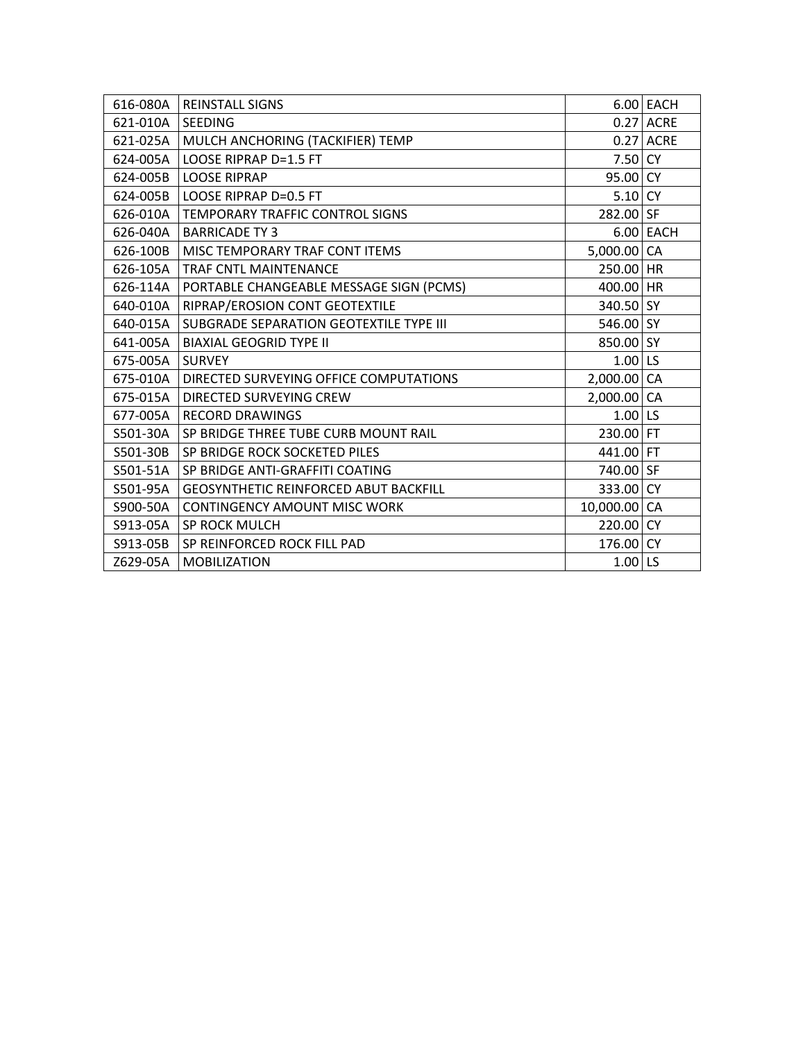| | | | |
|---|---|---|---|
| 616-080A | REINSTALL SIGNS | 6.00 | EACH |
| 621-010A | SEEDING | 0.27 | ACRE |
| 621-025A | MULCH ANCHORING (TACKIFIER) TEMP | 0.27 | ACRE |
| 624-005A | LOOSE RIPRAP D=1.5 FT | 7.50 | CY |
| 624-005B | LOOSE RIPRAP | 95.00 | CY |
| 624-005B | LOOSE RIPRAP D=0.5 FT | 5.10 | CY |
| 626-010A | TEMPORARY TRAFFIC CONTROL SIGNS | 282.00 | SF |
| 626-040A | BARRICADE TY 3 | 6.00 | EACH |
| 626-100B | MISC TEMPORARY TRAF CONT ITEMS | 5,000.00 | CA |
| 626-105A | TRAF CNTL MAINTENANCE | 250.00 | HR |
| 626-114A | PORTABLE CHANGEABLE MESSAGE SIGN (PCMS) | 400.00 | HR |
| 640-010A | RIPRAP/EROSION CONT GEOTEXTILE | 340.50 | SY |
| 640-015A | SUBGRADE SEPARATION GEOTEXTILE TYPE III | 546.00 | SY |
| 641-005A | BIAXIAL GEOGRID TYPE II | 850.00 | SY |
| 675-005A | SURVEY | 1.00 | LS |
| 675-010A | DIRECTED SURVEYING OFFICE COMPUTATIONS | 2,000.00 | CA |
| 675-015A | DIRECTED SURVEYING CREW | 2,000.00 | CA |
| 677-005A | RECORD DRAWINGS | 1.00 | LS |
| S501-30A | SP BRIDGE THREE TUBE CURB MOUNT RAIL | 230.00 | FT |
| S501-30B | SP BRIDGE ROCK SOCKETED PILES | 441.00 | FT |
| S501-51A | SP BRIDGE ANTI-GRAFFITI COATING | 740.00 | SF |
| S501-95A | GEOSYNTHETIC REINFORCED ABUT BACKFILL | 333.00 | CY |
| S900-50A | CONTINGENCY AMOUNT MISC WORK | 10,000.00 | CA |
| S913-05A | SP ROCK MULCH | 220.00 | CY |
| S913-05B | SP REINFORCED ROCK FILL PAD | 176.00 | CY |
| Z629-05A | MOBILIZATION | 1.00 | LS |